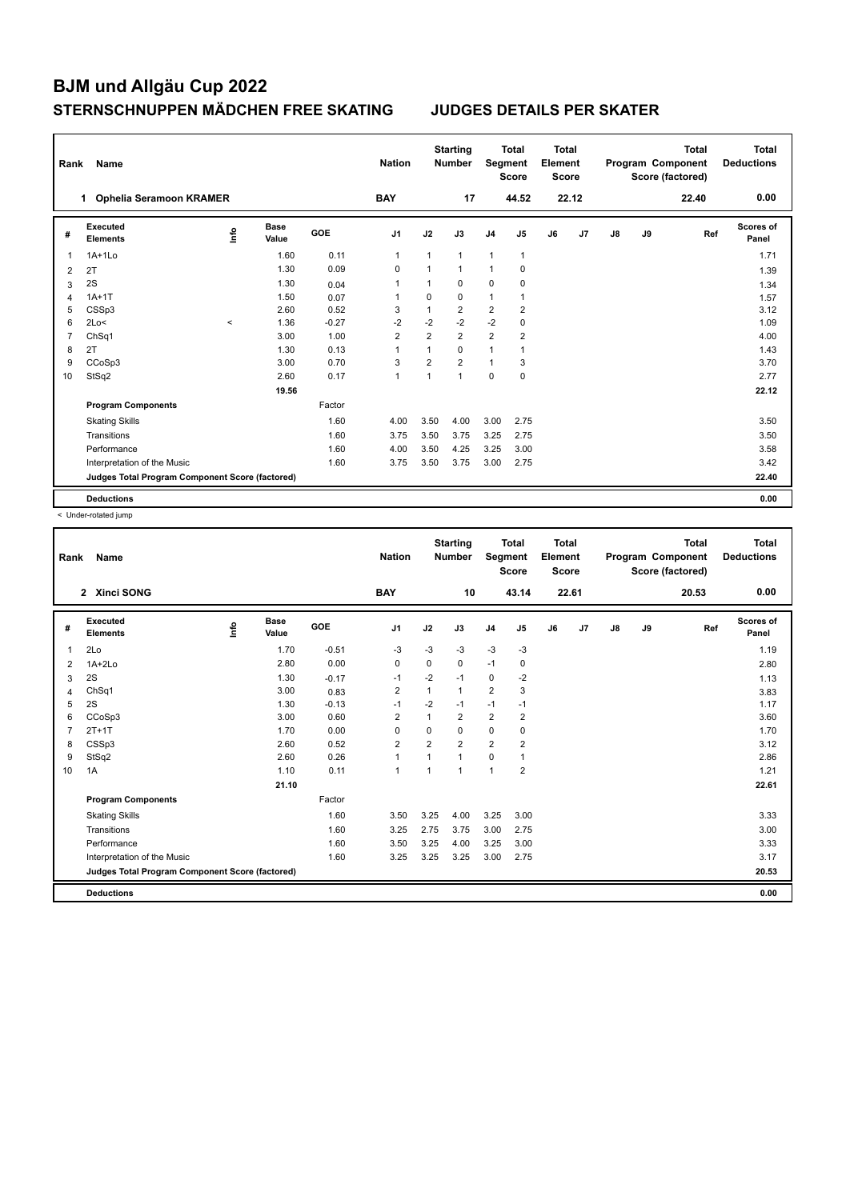# BJM und Allgäu Cup 2022

## STERNSCHNUPPEN MÄDCHEN FREE SKATING JUDGES DETAILS PER SKATER

| Rank | Name | Nation | Starting Number | Total Segment Score | Total Element Score | Total Program Component Score (factored) | Total Deductions |
|---|---|---|---|---|---|---|---|
| 1 | Ophelia Seramoon KRAMER | BAY | 17 | 44.52 | 22.12 | 22.40 | 0.00 |

| # | Executed Elements | Info | Base Value | GOE | J1 | J2 | J3 | J4 | J5 | J6 | J7 | J8 | J9 | Ref | Scores of Panel |
|---|---|---|---|---|---|---|---|---|---|---|---|---|---|---|---|
| 1 | 1A+1Lo | | 1.60 | 0.11 | 1 | 1 | 1 | 1 | 1 | | | | | | 1.71 |
| 2 | 2T | | 1.30 | 0.09 | 0 | 1 | 1 | 1 | 0 | | | | | | 1.39 |
| 3 | 2S | | 1.30 | 0.04 | 1 | 1 | 0 | 0 | 0 | | | | | | 1.34 |
| 4 | 1A+1T | | 1.50 | 0.07 | 1 | 0 | 0 | 1 | 1 | | | | | | 1.57 |
| 5 | CSSp3 | | 2.60 | 0.52 | 3 | 1 | 2 | 2 | 2 | | | | | | 3.12 |
| 6 | 2Lo< | < | 1.36 | -0.27 | -2 | -2 | -2 | -2 | 0 | | | | | | 1.09 |
| 7 | ChSq1 | | 3.00 | 1.00 | 2 | 2 | 2 | 2 | 2 | | | | | | 4.00 |
| 8 | 2T | | 1.30 | 0.13 | 1 | 1 | 0 | 1 | 1 | | | | | | 1.43 |
| 9 | CCoSp3 | | 3.00 | 0.70 | 3 | 2 | 2 | 1 | 3 | | | | | | 3.70 |
| 10 | StSq2 | | 2.60 | 0.17 | 1 | 1 | 1 | 0 | 0 | | | | | | 2.77 |
| | | | 19.56 | | | | | | | | | | | | 22.12 |
| | Program Components | | | Factor | | | | | | | | | | | |
| | Skating Skills | | | 1.60 | 4.00 | 3.50 | 4.00 | 3.00 | 2.75 | | | | | | 3.50 |
| | Transitions | | | 1.60 | 3.75 | 3.50 | 3.75 | 3.25 | 2.75 | | | | | | 3.50 |
| | Performance | | | 1.60 | 4.00 | 3.50 | 4.25 | 3.25 | 3.00 | | | | | | 3.58 |
| | Interpretation of the Music | | | 1.60 | 3.75 | 3.50 | 3.75 | 3.00 | 2.75 | | | | | | 3.42 |
| | Judges Total Program Component Score (factored) | | | | | | | | | | | | | | 22.40 |
| | Deductions | | | | | | | | | | | | | | 0.00 |

< Under-rotated jump

| Rank | Name | Nation | Starting Number | Total Segment Score | Total Element Score | Total Program Component Score (factored) | Total Deductions |
|---|---|---|---|---|---|---|---|
| 2 | Xinci SONG | BAY | 10 | 43.14 | 22.61 | 20.53 | 0.00 |

| # | Executed Elements | Info | Base Value | GOE | J1 | J2 | J3 | J4 | J5 | J6 | J7 | J8 | J9 | Ref | Scores of Panel |
|---|---|---|---|---|---|---|---|---|---|---|---|---|---|---|---|
| 1 | 2Lo | | 1.70 | -0.51 | -3 | -3 | -3 | -3 | -3 | | | | | | 1.19 |
| 2 | 1A+2Lo | | 2.80 | 0.00 | 0 | 0 | 0 | -1 | 0 | | | | | | 2.80 |
| 3 | 2S | | 1.30 | -0.17 | -1 | -2 | -1 | 0 | -2 | | | | | | 1.13 |
| 4 | ChSq1 | | 3.00 | 0.83 | 2 | 1 | 1 | 2 | 3 | | | | | | 3.83 |
| 5 | 2S | | 1.30 | -0.13 | -1 | -2 | -1 | -1 | -1 | | | | | | 1.17 |
| 6 | CCoSp3 | | 3.00 | 0.60 | 2 | 1 | 2 | 2 | 2 | | | | | | 3.60 |
| 7 | 2T+1T | | 1.70 | 0.00 | 0 | 0 | 0 | 0 | 0 | | | | | | 1.70 |
| 8 | CSSp3 | | 2.60 | 0.52 | 2 | 2 | 2 | 2 | 2 | | | | | | 3.12 |
| 9 | StSq2 | | 2.60 | 0.26 | 1 | 1 | 1 | 0 | 1 | | | | | | 2.86 |
| 10 | 1A | | 1.10 | 0.11 | 1 | 1 | 1 | 1 | 2 | | | | | | 1.21 |
| | | | 21.10 | | | | | | | | | | | | 22.61 |
| | Program Components | | | Factor | | | | | | | | | | | |
| | Skating Skills | | | 1.60 | 3.50 | 3.25 | 4.00 | 3.25 | 3.00 | | | | | | 3.33 |
| | Transitions | | | 1.60 | 3.25 | 2.75 | 3.75 | 3.00 | 2.75 | | | | | | 3.00 |
| | Performance | | | 1.60 | 3.50 | 3.25 | 4.00 | 3.25 | 3.00 | | | | | | 3.33 |
| | Interpretation of the Music | | | 1.60 | 3.25 | 3.25 | 3.25 | 3.00 | 2.75 | | | | | | 3.17 |
| | Judges Total Program Component Score (factored) | | | | | | | | | | | | | | 20.53 |
| | Deductions | | | | | | | | | | | | | | 0.00 |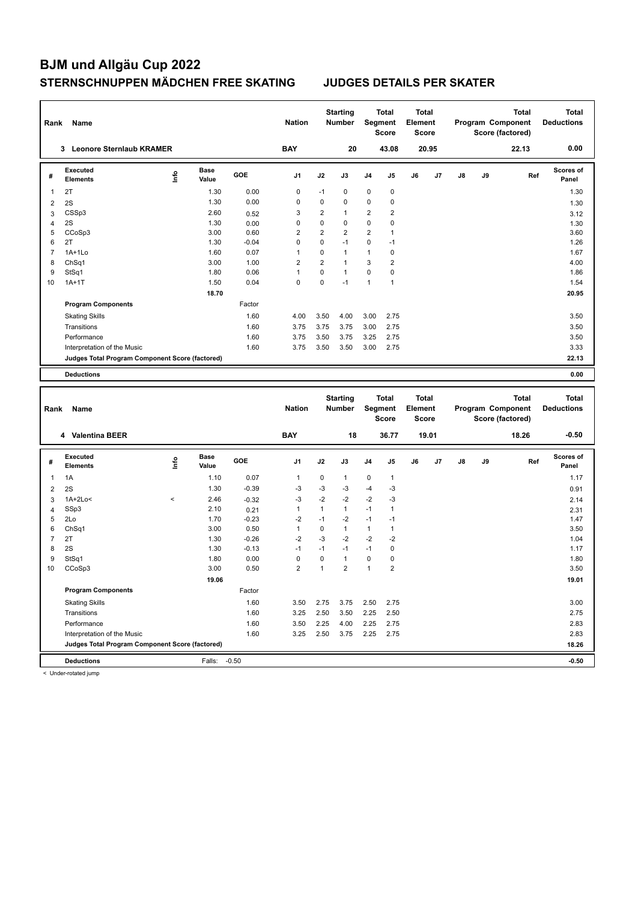# BJM und Allgäu Cup 2022

## STERNSCHNUPPEN MÄDCHEN FREE SKATING    JUDGES DETAILS PER SKATER

| Rank | Name | Nation | Starting Number | Total Segment Score | Total Element Score | Total Program Component Score (factored) | Total Deductions |
|---|---|---|---|---|---|---|---|
| 3 | Leonore Sternlaub KRAMER | BAY | 20 | 43.08 | 20.95 | 22.13 | 0.00 |

| # | Executed Elements | Info | Base Value | GOE | J1 | J2 | J3 | J4 | J5 | J6 | J7 | J8 | J9 | Ref | Scores of Panel |
|---|---|---|---|---|---|---|---|---|---|---|---|---|---|---|---|
| 1 | 2T | | 1.30 | 0.00 | 0 | -1 | 0 | 0 | 0 | | | | | | 1.30 |
| 2 | 2S | | 1.30 | 0.00 | 0 | 0 | 0 | 0 | 0 | | | | | | 1.30 |
| 3 | CSSp3 | | 2.60 | 0.52 | 3 | 2 | 1 | 2 | 2 | | | | | | 3.12 |
| 4 | 2S | | 1.30 | 0.00 | 0 | 0 | 0 | 0 | 0 | | | | | | 1.30 |
| 5 | CCoSp3 | | 3.00 | 0.60 | 2 | 2 | 2 | 2 | 1 | | | | | | 3.60 |
| 6 | 2T | | 1.30 | -0.04 | 0 | 0 | -1 | 0 | -1 | | | | | | 1.26 |
| 7 | 1A+1Lo | | 1.60 | 0.07 | 1 | 0 | 1 | 1 | 0 | | | | | | 1.67 |
| 8 | ChSq1 | | 3.00 | 1.00 | 2 | 2 | 1 | 3 | 2 | | | | | | 4.00 |
| 9 | StSq1 | | 1.80 | 0.06 | 1 | 0 | 1 | 0 | 0 | | | | | | 1.86 |
| 10 | 1A+1T | | 1.50 | 0.04 | 0 | 0 | -1 | 1 | 1 | | | | | | 1.54 |
| | | | 18.70 | | | | | | | | | | | | 20.95 |
| | **Program Components** | | | Factor | | | | | | | | | | | |
| | Skating Skills | | | 1.60 | 4.00 | 3.50 | 4.00 | 3.00 | 2.75 | | | | | | 3.50 |
| | Transitions | | | 1.60 | 3.75 | 3.75 | 3.75 | 3.00 | 2.75 | | | | | | 3.50 |
| | Performance | | | 1.60 | 3.75 | 3.50 | 3.75 | 3.25 | 2.75 | | | | | | 3.50 |
| | Interpretation of the Music | | | 1.60 | 3.75 | 3.50 | 3.50 | 3.00 | 2.75 | | | | | | 3.33 |
| | **Judges Total Program Component Score (factored)** | | | | | | | | | | | | | | 22.13 |
| | **Deductions** | | | | | | | | | | | | | | 0.00 |

| Rank | Name | Nation | Starting Number | Total Segment Score | Total Element Score | Total Program Component Score (factored) | Total Deductions |
|---|---|---|---|---|---|---|---|
| 4 | Valentina BEER | BAY | 18 | 36.77 | 19.01 | 18.26 | -0.50 |

| # | Executed Elements | Info | Base Value | GOE | J1 | J2 | J3 | J4 | J5 | J6 | J7 | J8 | J9 | Ref | Scores of Panel |
|---|---|---|---|---|---|---|---|---|---|---|---|---|---|---|---|
| 1 | 1A | | 1.10 | 0.07 | 1 | 0 | 1 | 0 | 1 | | | | | | 1.17 |
| 2 | 2S | | 1.30 | -0.39 | -3 | -3 | -3 | -4 | -3 | | | | | | 0.91 |
| 3 | 1A+2Lo< | < | 2.46 | -0.32 | -3 | -2 | -2 | -2 | -3 | | | | | | 2.14 |
| 4 | SSp3 | | 2.10 | 0.21 | 1 | 1 | 1 | -1 | 1 | | | | | | 2.31 |
| 5 | 2Lo | | 1.70 | -0.23 | -2 | -1 | -2 | -1 | -1 | | | | | | 1.47 |
| 6 | ChSq1 | | 3.00 | 0.50 | 1 | 0 | 1 | 1 | 1 | | | | | | 3.50 |
| 7 | 2T | | 1.30 | -0.26 | -2 | -3 | -2 | -2 | -2 | | | | | | 1.04 |
| 8 | 2S | | 1.30 | -0.13 | -1 | -1 | -1 | -1 | 0 | | | | | | 1.17 |
| 9 | StSq1 | | 1.80 | 0.00 | 0 | 0 | 1 | 0 | 0 | | | | | | 1.80 |
| 10 | CCoSp3 | | 3.00 | 0.50 | 2 | 1 | 2 | 1 | 2 | | | | | | 3.50 |
| | | | 19.06 | | | | | | | | | | | | 19.01 |
| | **Program Components** | | | Factor | | | | | | | | | | | |
| | Skating Skills | | | 1.60 | 3.50 | 2.75 | 3.75 | 2.50 | 2.75 | | | | | | 3.00 |
| | Transitions | | | 1.60 | 3.25 | 2.50 | 3.50 | 2.25 | 2.50 | | | | | | 2.75 |
| | Performance | | | 1.60 | 3.50 | 2.25 | 4.00 | 2.25 | 2.75 | | | | | | 2.83 |
| | Interpretation of the Music | | | 1.60 | 3.25 | 2.50 | 3.75 | 2.25 | 2.75 | | | | | | 2.83 |
| | **Judges Total Program Component Score (factored)** | | | | | | | | | | | | | | 18.26 |
| | **Deductions** | | Falls: | -0.50 | | | | | | | | | | | -0.50 |

< Under-rotated jump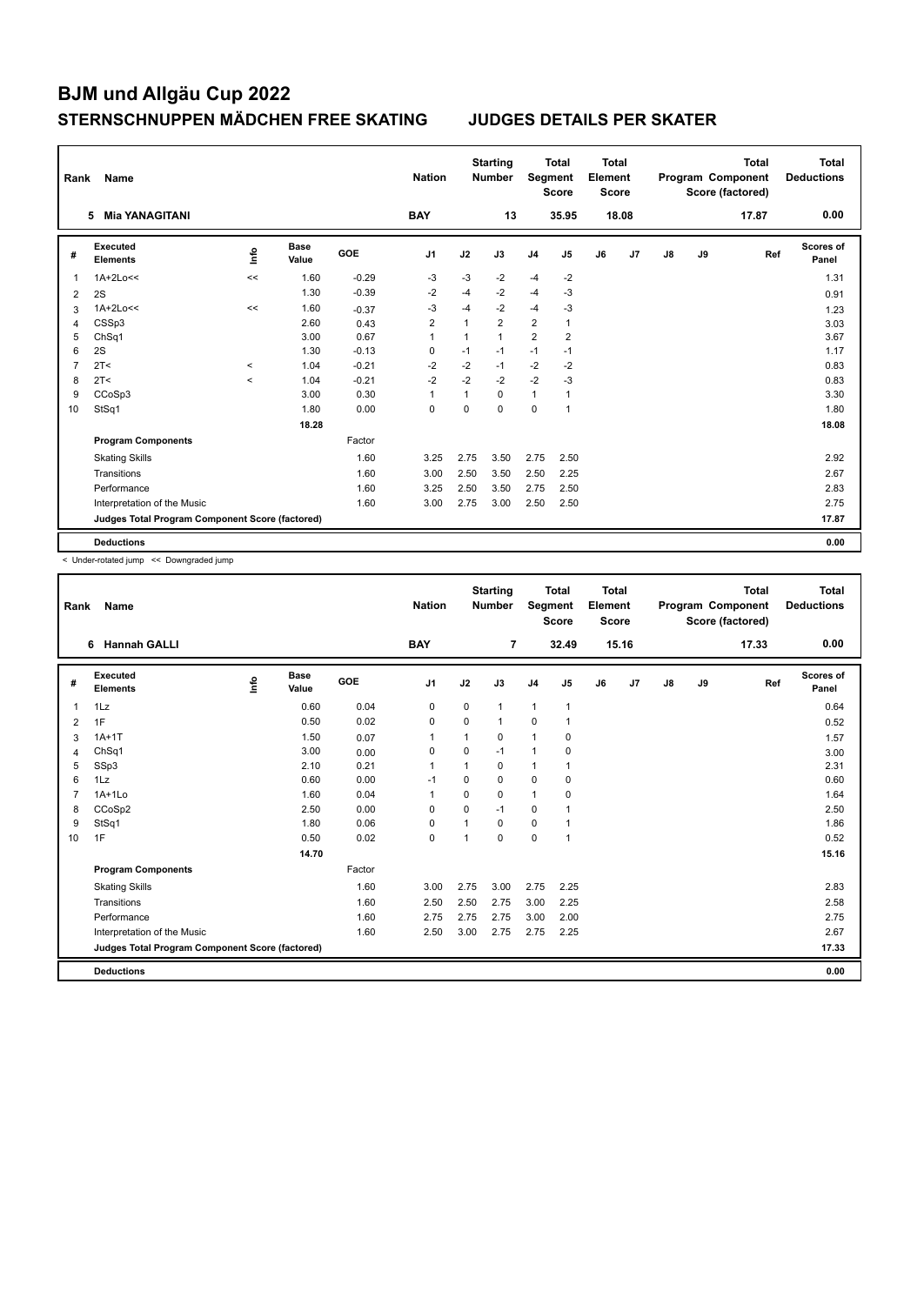# BJM und Allgäu Cup 2022

## STERNSCHNUPPEN MÄDCHEN FREE SKATING JUDGES DETAILS PER SKATER

| Rank | Name | Nation | Starting Number | Total Segment Score | Total Element Score | Total Program Component Score (factored) | Total Deductions |
|---|---|---|---|---|---|---|---|
| 5 | Mia YANAGITANI | BAY | 13 | 35.95 | 18.08 | 17.87 | 0.00 |

| # | Executed Elements | Info | Base Value | GOE | J1 | J2 | J3 | J4 | J5 | J6 | J7 | J8 | J9 | Ref | Scores of Panel |
|---|---|---|---|---|---|---|---|---|---|---|---|---|---|---|---|
| 1 | 1A+2Lo<< | << | 1.60 | -0.29 | -3 | -3 | -2 | -4 | -2 | | | | | | 1.31 |
| 2 | 2S | | 1.30 | -0.39 | -2 | -4 | -2 | -4 | -3 | | | | | | 0.91 |
| 3 | 1A+2Lo<< | << | 1.60 | -0.37 | -3 | -4 | -2 | -4 | -3 | | | | | | 1.23 |
| 4 | CSSp3 | | 2.60 | 0.43 | 2 | 1 | 2 | 2 | 1 | | | | | | 3.03 |
| 5 | ChSq1 | | 3.00 | 0.67 | 1 | 1 | 1 | 2 | 2 | | | | | | 3.67 |
| 6 | 2S | | 1.30 | -0.13 | 0 | -1 | -1 | -1 | -1 | | | | | | 1.17 |
| 7 | 2T< | < | 1.04 | -0.21 | -2 | -2 | -1 | -2 | -2 | | | | | | 0.83 |
| 8 | 2T< | < | 1.04 | -0.21 | -2 | -2 | -2 | -2 | -3 | | | | | | 0.83 |
| 9 | CCoSp3 | | 3.00 | 0.30 | 1 | 1 | 0 | 1 | 1 | | | | | | 3.30 |
| 10 | StSq1 | | 1.80 | 0.00 | 0 | 0 | 0 | 0 | 1 | | | | | | 1.80 |
| | | | 18.28 | | | | | | | | | | | | 18.08 |
| | **Program Components** | | | Factor | | | | | | | | | | | |
| | Skating Skills | | | 1.60 | 3.25 | 2.75 | 3.50 | 2.75 | 2.50 | | | | | | 2.92 |
| | Transitions | | | 1.60 | 3.00 | 2.50 | 3.50 | 2.50 | 2.25 | | | | | | 2.67 |
| | Performance | | | 1.60 | 3.25 | 2.50 | 3.50 | 2.75 | 2.50 | | | | | | 2.83 |
| | Interpretation of the Music | | | 1.60 | 3.00 | 2.75 | 3.00 | 2.50 | 2.50 | | | | | | 2.75 |
| | **Judges Total Program Component Score (factored)** | | | | | | | | | | | | | | 17.87 |
| | **Deductions** | | | | | | | | | | | | | | 0.00 |

< Under-rotated jump << Downgraded jump

| Rank | Name | Nation | Starting Number | Total Segment Score | Total Element Score | Total Program Component Score (factored) | Total Deductions |
|---|---|---|---|---|---|---|---|
| 6 | Hannah GALLI | BAY | 7 | 32.49 | 15.16 | 17.33 | 0.00 |

| # | Executed Elements | Info | Base Value | GOE | J1 | J2 | J3 | J4 | J5 | J6 | J7 | J8 | J9 | Ref | Scores of Panel |
|---|---|---|---|---|---|---|---|---|---|---|---|---|---|---|---|
| 1 | 1Lz | | 0.60 | 0.04 | 0 | 0 | 1 | 1 | 1 | | | | | | 0.64 |
| 2 | 1F | | 0.50 | 0.02 | 0 | 0 | 1 | 0 | 1 | | | | | | 0.52 |
| 3 | 1A+1T | | 1.50 | 0.07 | 1 | 1 | 0 | 1 | 0 | | | | | | 1.57 |
| 4 | ChSq1 | | 3.00 | 0.00 | 0 | 0 | -1 | 1 | 0 | | | | | | 3.00 |
| 5 | SSp3 | | 2.10 | 0.21 | 1 | 1 | 0 | 1 | 1 | | | | | | 2.31 |
| 6 | 1Lz | | 0.60 | 0.00 | -1 | 0 | 0 | 0 | 0 | | | | | | 0.60 |
| 7 | 1A+1Lo | | 1.60 | 0.04 | 1 | 0 | 0 | 1 | 0 | | | | | | 1.64 |
| 8 | CCoSp2 | | 2.50 | 0.00 | 0 | 0 | -1 | 0 | 1 | | | | | | 2.50 |
| 9 | StSq1 | | 1.80 | 0.06 | 0 | 1 | 0 | 0 | 1 | | | | | | 1.86 |
| 10 | 1F | | 0.50 | 0.02 | 0 | 1 | 0 | 0 | 1 | | | | | | 0.52 |
| | | | 14.70 | | | | | | | | | | | | 15.16 |
| | **Program Components** | | | Factor | | | | | | | | | | | |
| | Skating Skills | | | 1.60 | 3.00 | 2.75 | 3.00 | 2.75 | 2.25 | | | | | | 2.83 |
| | Transitions | | | 1.60 | 2.50 | 2.50 | 2.75 | 3.00 | 2.25 | | | | | | 2.58 |
| | Performance | | | 1.60 | 2.75 | 2.75 | 2.75 | 3.00 | 2.00 | | | | | | 2.75 |
| | Interpretation of the Music | | | 1.60 | 2.50 | 3.00 | 2.75 | 2.75 | 2.25 | | | | | | 2.67 |
| | **Judges Total Program Component Score (factored)** | | | | | | | | | | | | | | 17.33 |
| | **Deductions** | | | | | | | | | | | | | | 0.00 |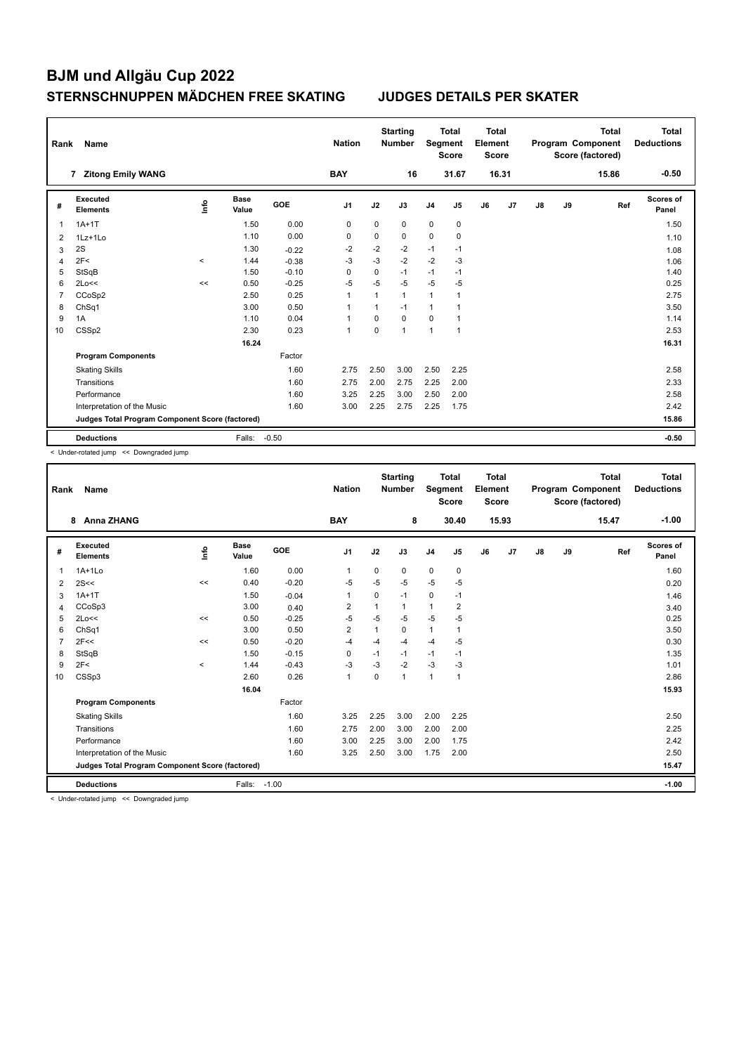# BJM und Allgäu Cup 2022

## STERNSCHNUPPEN MÄDCHEN FREE SKATING JUDGES DETAILS PER SKATER

| Rank | Name | Nation | Starting Number | Total Segment Score | Total Element Score | Total Program Component Score (factored) | Total Deductions |
|---|---|---|---|---|---|---|---|
| 7 | Zitong Emily WANG | BAY | 16 | 31.67 | 16.31 | 15.86 | -0.50 |

| # | Executed Elements | Info | Base Value | GOE | J1 | J2 | J3 | J4 | J5 | J6 | J7 | J8 | J9 | Ref | Scores of Panel |
|---|---|---|---|---|---|---|---|---|---|---|---|---|---|---|---|
| 1 | 1A+1T | | 1.50 | 0.00 | 0 | 0 | 0 | 0 | 0 | | | | | | 1.50 |
| 2 | 1Lz+1Lo | | 1.10 | 0.00 | 0 | 0 | 0 | 0 | 0 | | | | | | 1.10 |
| 3 | 2S | | 1.30 | -0.22 | -2 | -2 | -2 | -1 | -1 | | | | | | 1.08 |
| 4 | 2F< | < | 1.44 | -0.38 | -3 | -3 | -2 | -2 | -3 | | | | | | 1.06 |
| 5 | StSqB | | 1.50 | -0.10 | 0 | 0 | -1 | -1 | -1 | | | | | | 1.40 |
| 6 | 2Lo<< | << | 0.50 | -0.25 | -5 | -5 | -5 | -5 | -5 | | | | | | 0.25 |
| 7 | CCoSp2 | | 2.50 | 0.25 | 1 | 1 | 1 | 1 | 1 | | | | | | 2.75 |
| 8 | ChSq1 | | 3.00 | 0.50 | 1 | 1 | -1 | 1 | 1 | | | | | | 3.50 |
| 9 | 1A | | 1.10 | 0.04 | 1 | 0 | 0 | 0 | 1 | | | | | | 1.14 |
| 10 | CSSp2 | | 2.30 | 0.23 | 1 | 0 | 1 | 1 | 1 | | | | | | 2.53 |
| | | | 16.24 | | | | | | | | | | | | 16.31 |
| | **Program Components** | | | Factor | | | | | | | | | | | |
| | Skating Skills | | | 1.60 | 2.75 | 2.50 | 3.00 | 2.50 | 2.25 | | | | | | 2.58 |
| | Transitions | | | 1.60 | 2.75 | 2.00 | 2.75 | 2.25 | 2.00 | | | | | | 2.33 |
| | Performance | | | 1.60 | 3.25 | 2.25 | 3.00 | 2.50 | 2.00 | | | | | | 2.58 |
| | Interpretation of the Music | | | 1.60 | 3.00 | 2.25 | 2.75 | 2.25 | 1.75 | | | | | | 2.42 |
| | **Judges Total Program Component Score (factored)** | | | | | | | | | | | | | | 15.86 |
| | **Deductions** | | Falls: | -0.50 | | | | | | | | | | | -0.50 |

< Under-rotated jump << Downgraded jump

| Rank | Name | Nation | Starting Number | Total Segment Score | Total Element Score | Total Program Component Score (factored) | Total Deductions |
|---|---|---|---|---|---|---|---|
| 8 | Anna ZHANG | BAY | 8 | 30.40 | 15.93 | 15.47 | -1.00 |

| # | Executed Elements | Info | Base Value | GOE | J1 | J2 | J3 | J4 | J5 | J6 | J7 | J8 | J9 | Ref | Scores of Panel |
|---|---|---|---|---|---|---|---|---|---|---|---|---|---|---|---|
| 1 | 1A+1Lo | | 1.60 | 0.00 | 1 | 0 | 0 | 0 | 0 | | | | | | 1.60 |
| 2 | 2S<< | << | 0.40 | -0.20 | -5 | -5 | -5 | -5 | -5 | | | | | | 0.20 |
| 3 | 1A+1T | | 1.50 | -0.04 | 1 | 0 | -1 | 0 | -1 | | | | | | 1.46 |
| 4 | CCoSp3 | | 3.00 | 0.40 | 2 | 1 | 1 | 1 | 2 | | | | | | 3.40 |
| 5 | 2Lo<< | << | 0.50 | -0.25 | -5 | -5 | -5 | -5 | -5 | | | | | | 0.25 |
| 6 | ChSq1 | | 3.00 | 0.50 | 2 | 1 | 0 | 1 | 1 | | | | | | 3.50 |
| 7 | 2F<< | << | 0.50 | -0.20 | -4 | -4 | -4 | -4 | -5 | | | | | | 0.30 |
| 8 | StSqB | | 1.50 | -0.15 | 0 | -1 | -1 | -1 | -1 | | | | | | 1.35 |
| 9 | 2F< | < | 1.44 | -0.43 | -3 | -3 | -2 | -3 | -3 | | | | | | 1.01 |
| 10 | CSSp3 | | 2.60 | 0.26 | 1 | 0 | 1 | 1 | 1 | | | | | | 2.86 |
| | | | 16.04 | | | | | | | | | | | | 15.93 |
| | **Program Components** | | | Factor | | | | | | | | | | | |
| | Skating Skills | | | 1.60 | 3.25 | 2.25 | 3.00 | 2.00 | 2.25 | | | | | | 2.50 |
| | Transitions | | | 1.60 | 2.75 | 2.00 | 3.00 | 2.00 | 2.00 | | | | | | 2.25 |
| | Performance | | | 1.60 | 3.00 | 2.25 | 3.00 | 2.00 | 1.75 | | | | | | 2.42 |
| | Interpretation of the Music | | | 1.60 | 3.25 | 2.50 | 3.00 | 1.75 | 2.00 | | | | | | 2.50 |
| | **Judges Total Program Component Score (factored)** | | | | | | | | | | | | | | 15.47 |
| | **Deductions** | | Falls: | -1.00 | | | | | | | | | | | -1.00 |

< Under-rotated jump << Downgraded jump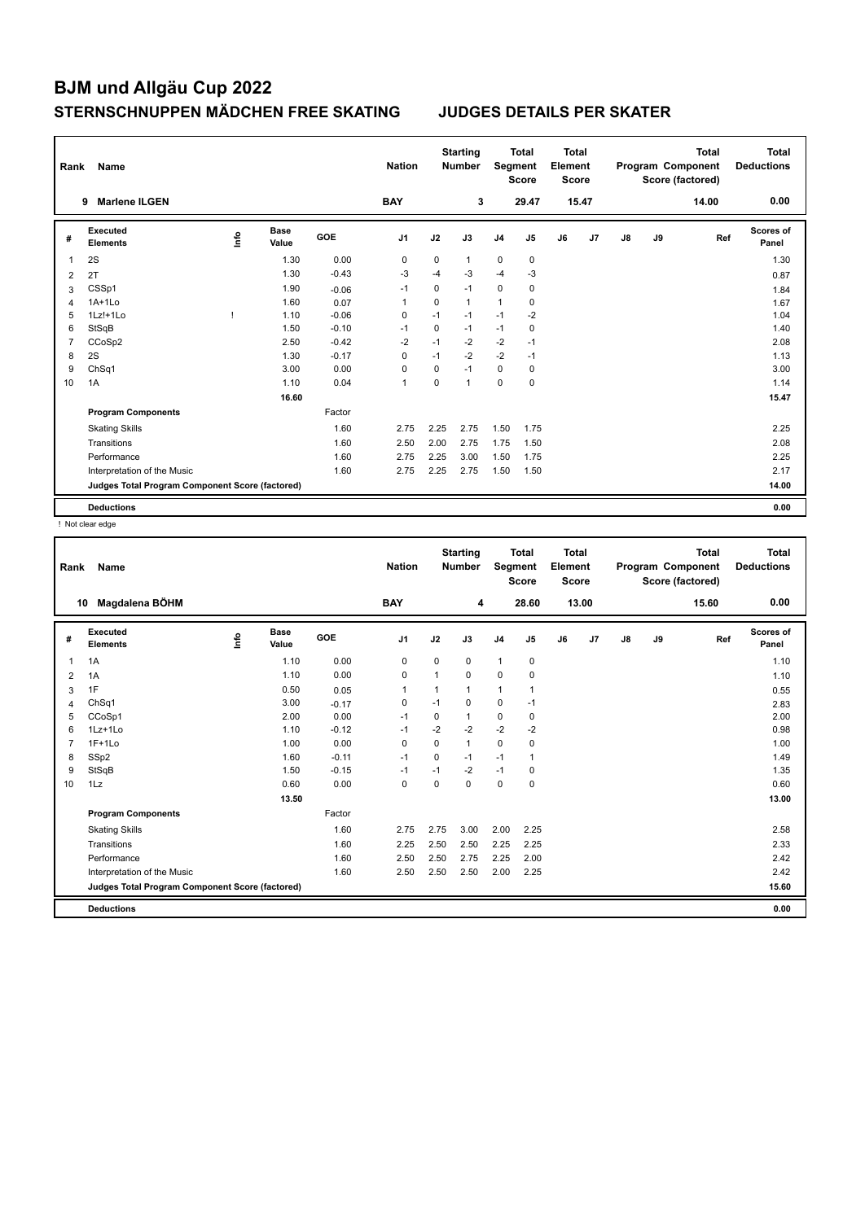# BJM und Allgäu Cup 2022

## STERNSCHNUPPEN MÄDCHEN FREE SKATING JUDGES DETAILS PER SKATER

| Rank | Name | Nation | Starting Number | Total Segment Score | Total Element Score | Total Program Component Score (factored) | Total Deductions |
|---|---|---|---|---|---|---|---|
| 9 | Marlene ILGEN | BAY | 3 | 29.47 | 15.47 | 14.00 | 0.00 |

| # | Executed Elements | Info | Base Value | GOE | J1 | J2 | J3 | J4 | J5 | J6 | J7 | J8 | J9 | Ref | Scores of Panel |
|---|---|---|---|---|---|---|---|---|---|---|---|---|---|---|---|
| 1 | 2S | | 1.30 | 0.00 | 0 | 0 | 1 | 0 | 0 | | | | | | 1.30 |
| 2 | 2T | | 1.30 | -0.43 | -3 | -4 | -3 | -4 | -3 | | | | | | 0.87 |
| 3 | CSSp1 | | 1.90 | -0.06 | -1 | 0 | -1 | 0 | 0 | | | | | | 1.84 |
| 4 | 1A+1Lo | | 1.60 | 0.07 | 1 | 0 | 1 | 1 | 0 | | | | | | 1.67 |
| 5 | 1Lz!+1Lo | ! | 1.10 | -0.06 | 0 | -1 | -1 | -1 | -2 | | | | | | 1.04 |
| 6 | StSqB | | 1.50 | -0.10 | -1 | 0 | -1 | -1 | 0 | | | | | | 1.40 |
| 7 | CCoSp2 | | 2.50 | -0.42 | -2 | -1 | -2 | -2 | -1 | | | | | | 2.08 |
| 8 | 2S | | 1.30 | -0.17 | 0 | -1 | -2 | -2 | -1 | | | | | | 1.13 |
| 9 | ChSq1 | | 3.00 | 0.00 | 0 | 0 | -1 | 0 | 0 | | | | | | 3.00 |
| 10 | 1A | | 1.10 | 0.04 | 1 | 0 | 1 | 0 | 0 | | | | | | 1.14 |
| | | | 16.60 | | | | | | | | | | | | 15.47 |
| | **Program Components** | | | Factor | | | | | | | | | | | |
| | Skating Skills | | | 1.60 | 2.75 | 2.25 | 2.75 | 1.50 | 1.75 | | | | | | 2.25 |
| | Transitions | | | 1.60 | 2.50 | 2.00 | 2.75 | 1.75 | 1.50 | | | | | | 2.08 |
| | Performance | | | 1.60 | 2.75 | 2.25 | 3.00 | 1.50 | 1.75 | | | | | | 2.25 |
| | Interpretation of the Music | | | 1.60 | 2.75 | 2.25 | 2.75 | 1.50 | 1.50 | | | | | | 2.17 |
| | **Judges Total Program Component Score (factored)** | | | | | | | | | | | | | | 14.00 |
| | **Deductions** | | | | | | | | | | | | | | 0.00 |

! Not clear edge

| Rank | Name | Nation | Starting Number | Total Segment Score | Total Element Score | Total Program Component Score (factored) | Total Deductions |
|---|---|---|---|---|---|---|---|
| 10 | Magdalena BÖHM | BAY | 4 | 28.60 | 13.00 | 15.60 | 0.00 |

| # | Executed Elements | Info | Base Value | GOE | J1 | J2 | J3 | J4 | J5 | J6 | J7 | J8 | J9 | Ref | Scores of Panel |
|---|---|---|---|---|---|---|---|---|---|---|---|---|---|---|---|
| 1 | 1A | | 1.10 | 0.00 | 0 | 0 | 0 | 1 | 0 | | | | | | 1.10 |
| 2 | 1A | | 1.10 | 0.00 | 0 | 1 | 0 | 0 | 0 | | | | | | 1.10 |
| 3 | 1F | | 0.50 | 0.05 | 1 | 1 | 1 | 1 | 1 | | | | | | 0.55 |
| 4 | ChSq1 | | 3.00 | -0.17 | 0 | -1 | 0 | 0 | -1 | | | | | | 2.83 |
| 5 | CCoSp1 | | 2.00 | 0.00 | -1 | 0 | 1 | 0 | 0 | | | | | | 2.00 |
| 6 | 1Lz+1Lo | | 1.10 | -0.12 | -1 | -2 | -2 | -2 | -2 | | | | | | 0.98 |
| 7 | 1F+1Lo | | 1.00 | 0.00 | 0 | 0 | 1 | 0 | 0 | | | | | | 1.00 |
| 8 | SSp2 | | 1.60 | -0.11 | -1 | 0 | -1 | -1 | 1 | | | | | | 1.49 |
| 9 | StSqB | | 1.50 | -0.15 | -1 | -1 | -2 | -1 | 0 | | | | | | 1.35 |
| 10 | 1Lz | | 0.60 | 0.00 | 0 | 0 | 0 | 0 | 0 | | | | | | 0.60 |
| | | | 13.50 | | | | | | | | | | | | 13.00 |
| | **Program Components** | | | Factor | | | | | | | | | | | |
| | Skating Skills | | | 1.60 | 2.75 | 2.75 | 3.00 | 2.00 | 2.25 | | | | | | 2.58 |
| | Transitions | | | 1.60 | 2.25 | 2.50 | 2.50 | 2.25 | 2.25 | | | | | | 2.33 |
| | Performance | | | 1.60 | 2.50 | 2.50 | 2.75 | 2.25 | 2.00 | | | | | | 2.42 |
| | Interpretation of the Music | | | 1.60 | 2.50 | 2.50 | 2.50 | 2.00 | 2.25 | | | | | | 2.42 |
| | **Judges Total Program Component Score (factored)** | | | | | | | | | | | | | | 15.60 |
| | **Deductions** | | | | | | | | | | | | | | 0.00 |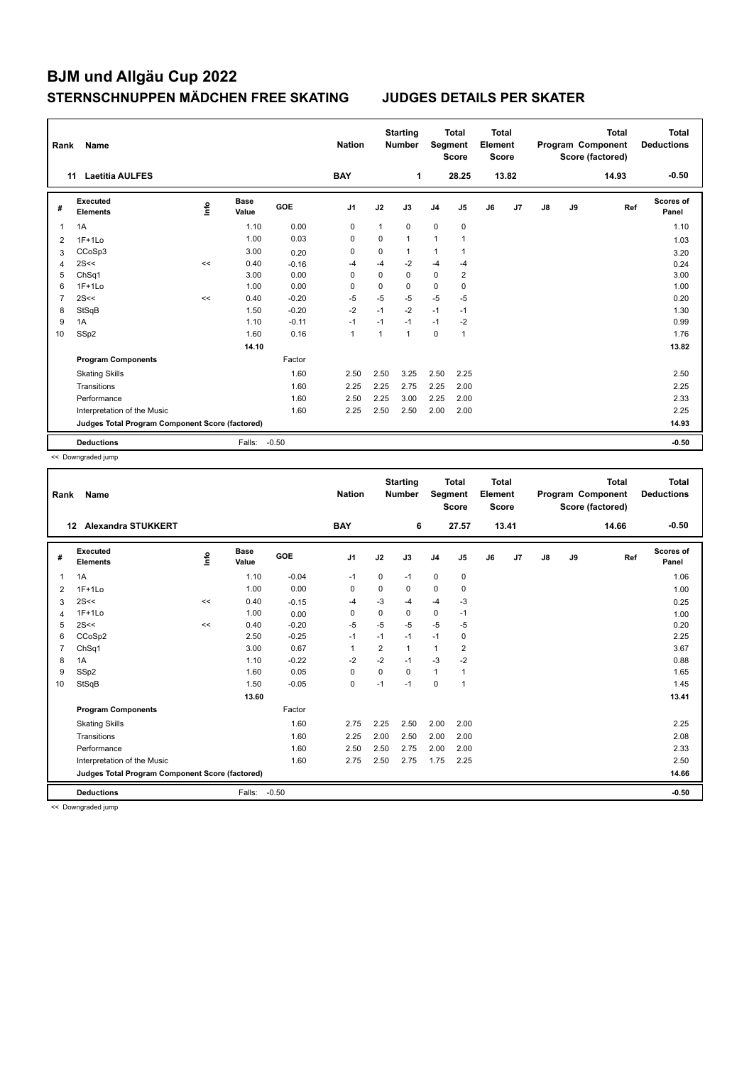# BJM und Allgäu Cup 2022

## STERNSCHNUPPEN MÄDCHEN FREE SKATING JUDGES DETAILS PER SKATER

| Rank | Name | Nation | Starting Number | Total Segment Score | Total Element Score | Total Program Component Score (factored) | Total Deductions |
|---|---|---|---|---|---|---|---|
| 11 | Laetitia AULFES | BAY | 1 | 28.25 | 13.82 | 14.93 | -0.50 |

| # | Executed Elements | Info | Base Value | GOE | J1 | J2 | J3 | J4 | J5 | J6 | J7 | J8 | J9 | Ref | Scores of Panel |
|---|---|---|---|---|---|---|---|---|---|---|---|---|---|---|---|
| 1 | 1A | | 1.10 | 0.00 | 0 | 1 | 0 | 0 | 0 | | | | | | 1.10 |
| 2 | 1F+1Lo | | 1.00 | 0.03 | 0 | 0 | 1 | 1 | 1 | | | | | | 1.03 |
| 3 | CCoSp3 | | 3.00 | 0.20 | 0 | 0 | 1 | 1 | 1 | | | | | | 3.20 |
| 4 | 2S<< | << | 0.40 | -0.16 | -4 | -4 | -2 | -4 | -4 | | | | | | 0.24 |
| 5 | ChSq1 | | 3.00 | 0.00 | 0 | 0 | 0 | 0 | 2 | | | | | | 3.00 |
| 6 | 1F+1Lo | | 1.00 | 0.00 | 0 | 0 | 0 | 0 | 0 | | | | | | 1.00 |
| 7 | 2S<< | << | 0.40 | -0.20 | -5 | -5 | -5 | -5 | -5 | | | | | | 0.20 |
| 8 | StSqB | | 1.50 | -0.20 | -2 | -1 | -2 | -1 | -1 | | | | | | 1.30 |
| 9 | 1A | | 1.10 | -0.11 | -1 | -1 | -1 | -1 | -2 | | | | | | 0.99 |
| 10 | SSp2 | | 1.60 | 0.16 | 1 | 1 | 1 | 0 | 1 | | | | | | 1.76 |
| | | | 14.10 | | | | | | | | | | | | 13.82 |
| | **Program Components** | | | Factor | | | | | | | | | | | |
| | Skating Skills | | | 1.60 | 2.50 | 2.50 | 3.25 | 2.50 | 2.25 | | | | | | 2.50 |
| | Transitions | | | 1.60 | 2.25 | 2.25 | 2.75 | 2.25 | 2.00 | | | | | | 2.25 |
| | Performance | | | 1.60 | 2.50 | 2.25 | 3.00 | 2.25 | 2.00 | | | | | | 2.33 |
| | Interpretation of the Music | | | 1.60 | 2.25 | 2.50 | 2.50 | 2.00 | 2.00 | | | | | | 2.25 |
| | **Judges Total Program Component Score (factored)** | | | | | | | | | | | | | | 14.93 |
| | **Deductions** | | Falls: | -0.50 | | | | | | | | | | | -0.50 |

<< Downgraded jump

| Rank | Name | Nation | Starting Number | Total Segment Score | Total Element Score | Total Program Component Score (factored) | Total Deductions |
|---|---|---|---|---|---|---|---|
| 12 | Alexandra STUKKERT | BAY | 6 | 27.57 | 13.41 | 14.66 | -0.50 |

| # | Executed Elements | Info | Base Value | GOE | J1 | J2 | J3 | J4 | J5 | J6 | J7 | J8 | J9 | Ref | Scores of Panel |
|---|---|---|---|---|---|---|---|---|---|---|---|---|---|---|---|
| 1 | 1A | | 1.10 | -0.04 | -1 | 0 | -1 | 0 | 0 | | | | | | 1.06 |
| 2 | 1F+1Lo | | 1.00 | 0.00 | 0 | 0 | 0 | 0 | 0 | | | | | | 1.00 |
| 3 | 2S<< | << | 0.40 | -0.15 | -4 | -3 | -4 | -4 | -3 | | | | | | 0.25 |
| 4 | 1F+1Lo | | 1.00 | 0.00 | 0 | 0 | 0 | 0 | -1 | | | | | | 1.00 |
| 5 | 2S<< | << | 0.40 | -0.20 | -5 | -5 | -5 | -5 | -5 | | | | | | 0.20 |
| 6 | CCoSp2 | | 2.50 | -0.25 | -1 | -1 | -1 | -1 | 0 | | | | | | 2.25 |
| 7 | ChSq1 | | 3.00 | 0.67 | 1 | 2 | 1 | 1 | 2 | | | | | | 3.67 |
| 8 | 1A | | 1.10 | -0.22 | -2 | -2 | -1 | -3 | -2 | | | | | | 0.88 |
| 9 | SSp2 | | 1.60 | 0.05 | 0 | 0 | 0 | 1 | 1 | | | | | | 1.65 |
| 10 | StSqB | | 1.50 | -0.05 | 0 | -1 | -1 | 0 | 1 | | | | | | 1.45 |
| | | | 13.60 | | | | | | | | | | | | 13.41 |
| | **Program Components** | | | Factor | | | | | | | | | | | |
| | Skating Skills | | | 1.60 | 2.75 | 2.25 | 2.50 | 2.00 | 2.00 | | | | | | 2.25 |
| | Transitions | | | 1.60 | 2.25 | 2.00 | 2.50 | 2.00 | 2.00 | | | | | | 2.08 |
| | Performance | | | 1.60 | 2.50 | 2.50 | 2.75 | 2.00 | 2.00 | | | | | | 2.33 |
| | Interpretation of the Music | | | 1.60 | 2.75 | 2.50 | 2.75 | 1.75 | 2.25 | | | | | | 2.50 |
| | **Judges Total Program Component Score (factored)** | | | | | | | | | | | | | | 14.66 |
| | **Deductions** | | Falls: | -0.50 | | | | | | | | | | | -0.50 |

<< Downgraded jump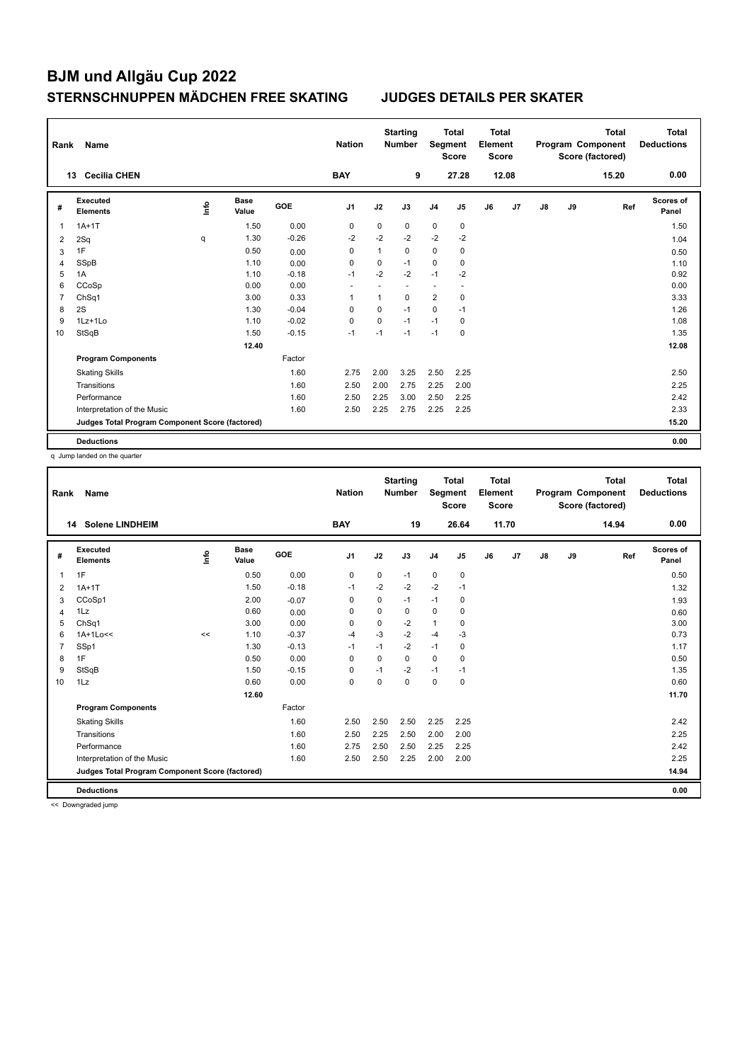# BJM und Allgäu Cup 2022

## STERNSCHNUPPEN MÄDCHEN FREE SKATING JUDGES DETAILS PER SKATER

| Rank | Name | Nation | Starting Number | Total Segment Score | Total Element Score | Total Program Component Score (factored) | Total Deductions |
|---|---|---|---|---|---|---|---|
| 13 | Cecilia CHEN | BAY | 9 | 27.28 | 12.08 | 15.20 | 0.00 |

| # | Executed Elements | Info | Base Value | GOE | J1 | J2 | J3 | J4 | J5 | J6 | J7 | J8 | J9 | Ref | Scores of Panel |
|---|---|---|---|---|---|---|---|---|---|---|---|---|---|---|---|
| 1 | 1A+1T | | 1.50 | 0.00 | 0 | 0 | 0 | 0 | 0 | | | | | | 1.50 |
| 2 | 2Sq | q | 1.30 | -0.26 | -2 | -2 | -2 | -2 | -2 | | | | | | 1.04 |
| 3 | 1F | | 0.50 | 0.00 | 0 | 1 | 0 | 0 | 0 | | | | | | 0.50 |
| 4 | SSpB | | 1.10 | 0.00 | 0 | 0 | -1 | 0 | 0 | | | | | | 1.10 |
| 5 | 1A | | 1.10 | -0.18 | -1 | -2 | -2 | -1 | -2 | | | | | | 0.92 |
| 6 | CCoSp | | 0.00 | 0.00 | - | - | - | - | - | | | | | | 0.00 |
| 7 | ChSq1 | | 3.00 | 0.33 | 1 | 1 | 0 | 2 | 0 | | | | | | 3.33 |
| 8 | 2S | | 1.30 | -0.04 | 0 | 0 | -1 | 0 | -1 | | | | | | 1.26 |
| 9 | 1Lz+1Lo | | 1.10 | -0.02 | 0 | 0 | -1 | -1 | 0 | | | | | | 1.08 |
| 10 | StSqB | | 1.50 | -0.15 | -1 | -1 | -1 | -1 | 0 | | | | | | 1.35 |
| | | | 12.40 | | | | | | | | | | | | 12.08 |
| | **Program Components** | | | Factor | | | | | | | | | | | |
| | Skating Skills | | | 1.60 | 2.75 | 2.00 | 3.25 | 2.50 | 2.25 | | | | | | 2.50 |
| | Transitions | | | 1.60 | 2.50 | 2.00 | 2.75 | 2.25 | 2.00 | | | | | | 2.25 |
| | Performance | | | 1.60 | 2.50 | 2.25 | 3.00 | 2.50 | 2.25 | | | | | | 2.42 |
| | Interpretation of the Music | | | 1.60 | 2.50 | 2.25 | 2.75 | 2.25 | 2.25 | | | | | | 2.33 |
| | **Judges Total Program Component Score (factored)** | | | | | | | | | | | | | | 15.20 |
| | **Deductions** | | | | | | | | | | | | | | 0.00 |

q Jump landed on the quarter

| Rank | Name | Nation | Starting Number | Total Segment Score | Total Element Score | Total Program Component Score (factored) | Total Deductions |
|---|---|---|---|---|---|---|---|
| 14 | Solene LINDHEIM | BAY | 19 | 26.64 | 11.70 | 14.94 | 0.00 |

| # | Executed Elements | Info | Base Value | GOE | J1 | J2 | J3 | J4 | J5 | J6 | J7 | J8 | J9 | Ref | Scores of Panel |
|---|---|---|---|---|---|---|---|---|---|---|---|---|---|---|---|
| 1 | 1F | | 0.50 | 0.00 | 0 | 0 | -1 | 0 | 0 | | | | | | 0.50 |
| 2 | 1A+1T | | 1.50 | -0.18 | -1 | -2 | -2 | -2 | -1 | | | | | | 1.32 |
| 3 | CCoSp1 | | 2.00 | -0.07 | 0 | 0 | -1 | -1 | 0 | | | | | | 1.93 |
| 4 | 1Lz | | 0.60 | 0.00 | 0 | 0 | 0 | 0 | 0 | | | | | | 0.60 |
| 5 | ChSq1 | | 3.00 | 0.00 | 0 | 0 | -2 | 1 | 0 | | | | | | 3.00 |
| 6 | 1A+1Lo<< | << | 1.10 | -0.37 | -4 | -3 | -2 | -4 | -3 | | | | | | 0.73 |
| 7 | SSp1 | | 1.30 | -0.13 | -1 | -1 | -2 | -1 | 0 | | | | | | 1.17 |
| 8 | 1F | | 0.50 | 0.00 | 0 | 0 | 0 | 0 | 0 | | | | | | 0.50 |
| 9 | StSqB | | 1.50 | -0.15 | 0 | -1 | -2 | -1 | -1 | | | | | | 1.35 |
| 10 | 1Lz | | 0.60 | 0.00 | 0 | 0 | 0 | 0 | 0 | | | | | | 0.60 |
| | | | 12.60 | | | | | | | | | | | | 11.70 |
| | **Program Components** | | | Factor | | | | | | | | | | | |
| | Skating Skills | | | 1.60 | 2.50 | 2.50 | 2.50 | 2.25 | 2.25 | | | | | | 2.42 |
| | Transitions | | | 1.60 | 2.50 | 2.25 | 2.50 | 2.00 | 2.00 | | | | | | 2.25 |
| | Performance | | | 1.60 | 2.75 | 2.50 | 2.50 | 2.25 | 2.25 | | | | | | 2.42 |
| | Interpretation of the Music | | | 1.60 | 2.50 | 2.50 | 2.25 | 2.00 | 2.00 | | | | | | 2.25 |
| | **Judges Total Program Component Score (factored)** | | | | | | | | | | | | | | 14.94 |
| | **Deductions** | | | | | | | | | | | | | | 0.00 |

<< Downgraded jump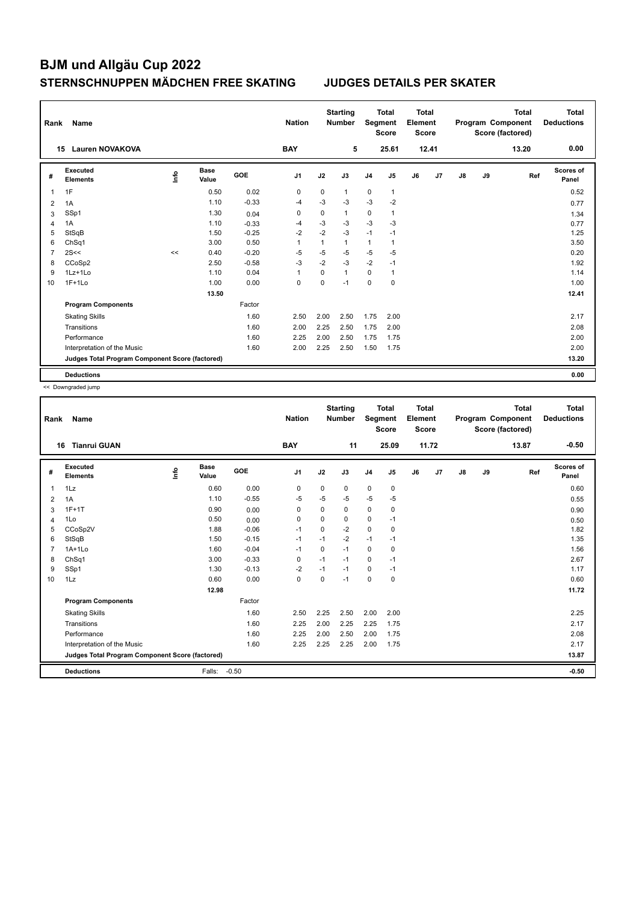# BJM und Allgäu Cup 2022

## STERNSCHNUPPEN MÄDCHEN FREE SKATING    JUDGES DETAILS PER SKATER

| Rank | Name | Nation | Starting Number | Total Segment Score | Total Element Score | Total Program Component Score (factored) | Total Deductions |
|---|---|---|---|---|---|---|---|
| 15 | Lauren NOVAKOVA | BAY | 5 | 25.61 | 12.41 | 13.20 | 0.00 |

| # | Executed Elements | Info | Base Value | GOE | J1 | J2 | J3 | J4 | J5 | J6 | J7 | J8 | J9 | Ref | Scores of Panel |
|---|---|---|---|---|---|---|---|---|---|---|---|---|---|---|---|
| 1 | 1F | | 0.50 | 0.02 | 0 | 0 | 1 | 0 | 1 | | | | | | 0.52 |
| 2 | 1A | | 1.10 | -0.33 | -4 | -3 | -3 | -3 | -2 | | | | | | 0.77 |
| 3 | SSp1 | | 1.30 | 0.04 | 0 | 0 | 1 | 0 | 1 | | | | | | 1.34 |
| 4 | 1A | | 1.10 | -0.33 | -4 | -3 | -3 | -3 | -3 | | | | | | 0.77 |
| 5 | StSqB | | 1.50 | -0.25 | -2 | -2 | -3 | -1 | -1 | | | | | | 1.25 |
| 6 | ChSq1 | | 3.00 | 0.50 | 1 | 1 | 1 | 1 | 1 | | | | | | 3.50 |
| 7 | 2S<< | << | 0.40 | -0.20 | -5 | -5 | -5 | -5 | -5 | | | | | | 0.20 |
| 8 | CCoSp2 | | 2.50 | -0.58 | -3 | -2 | -3 | -2 | -1 | | | | | | 1.92 |
| 9 | 1Lz+1Lo | | 1.10 | 0.04 | 1 | 0 | 1 | 0 | 1 | | | | | | 1.14 |
| 10 | 1F+1Lo | | 1.00 | 0.00 | 0 | 0 | -1 | 0 | 0 | | | | | | 1.00 |
| | | | 13.50 | | | | | | | | | | | | 12.41 |
| | **Program Components** | | | Factor | | | | | | | | | | | |
| | Skating Skills | | | 1.60 | 2.50 | 2.00 | 2.50 | 1.75 | 2.00 | | | | | | 2.17 |
| | Transitions | | | 1.60 | 2.00 | 2.25 | 2.50 | 1.75 | 2.00 | | | | | | 2.08 |
| | Performance | | | 1.60 | 2.25 | 2.00 | 2.50 | 1.75 | 1.75 | | | | | | 2.00 |
| | Interpretation of the Music | | | 1.60 | 2.00 | 2.25 | 2.50 | 1.50 | 1.75 | | | | | | 2.00 |
| | **Judges Total Program Component Score (factored)** | | | | | | | | | | | | | | 13.20 |
| | **Deductions** | | | | | | | | | | | | | | 0.00 |

<< Downgraded jump

| Rank | Name | Nation | Starting Number | Total Segment Score | Total Element Score | Total Program Component Score (factored) | Total Deductions |
|---|---|---|---|---|---|---|---|
| 16 | Tianrui GUAN | BAY | 11 | 25.09 | 11.72 | 13.87 | -0.50 |

| # | Executed Elements | Info | Base Value | GOE | J1 | J2 | J3 | J4 | J5 | J6 | J7 | J8 | J9 | Ref | Scores of Panel |
|---|---|---|---|---|---|---|---|---|---|---|---|---|---|---|---|
| 1 | 1Lz | | 0.60 | 0.00 | 0 | 0 | 0 | 0 | 0 | | | | | | 0.60 |
| 2 | 1A | | 1.10 | -0.55 | -5 | -5 | -5 | -5 | -5 | | | | | | 0.55 |
| 3 | 1F+1T | | 0.90 | 0.00 | 0 | 0 | 0 | 0 | 0 | | | | | | 0.90 |
| 4 | 1Lo | | 0.50 | 0.00 | 0 | 0 | 0 | 0 | -1 | | | | | | 0.50 |
| 5 | CCoSp2V | | 1.88 | -0.06 | -1 | 0 | -2 | 0 | 0 | | | | | | 1.82 |
| 6 | StSqB | | 1.50 | -0.15 | -1 | -1 | -2 | -1 | -1 | | | | | | 1.35 |
| 7 | 1A+1Lo | | 1.60 | -0.04 | -1 | 0 | -1 | 0 | 0 | | | | | | 1.56 |
| 8 | ChSq1 | | 3.00 | -0.33 | 0 | -1 | -1 | 0 | -1 | | | | | | 2.67 |
| 9 | SSp1 | | 1.30 | -0.13 | -2 | -1 | -1 | 0 | -1 | | | | | | 1.17 |
| 10 | 1Lz | | 0.60 | 0.00 | 0 | 0 | -1 | 0 | 0 | | | | | | 0.60 |
| | | | 12.98 | | | | | | | | | | | | 11.72 |
| | **Program Components** | | | Factor | | | | | | | | | | | |
| | Skating Skills | | | 1.60 | 2.50 | 2.25 | 2.50 | 2.00 | 2.00 | | | | | | 2.25 |
| | Transitions | | | 1.60 | 2.25 | 2.00 | 2.25 | 2.25 | 1.75 | | | | | | 2.17 |
| | Performance | | | 1.60 | 2.25 | 2.00 | 2.50 | 2.00 | 1.75 | | | | | | 2.08 |
| | Interpretation of the Music | | | 1.60 | 2.25 | 2.25 | 2.25 | 2.00 | 1.75 | | | | | | 2.17 |
| | **Judges Total Program Component Score (factored)** | | | | | | | | | | | | | | 13.87 |
| | **Deductions** | | Falls: | -0.50 | | | | | | | | | | | -0.50 |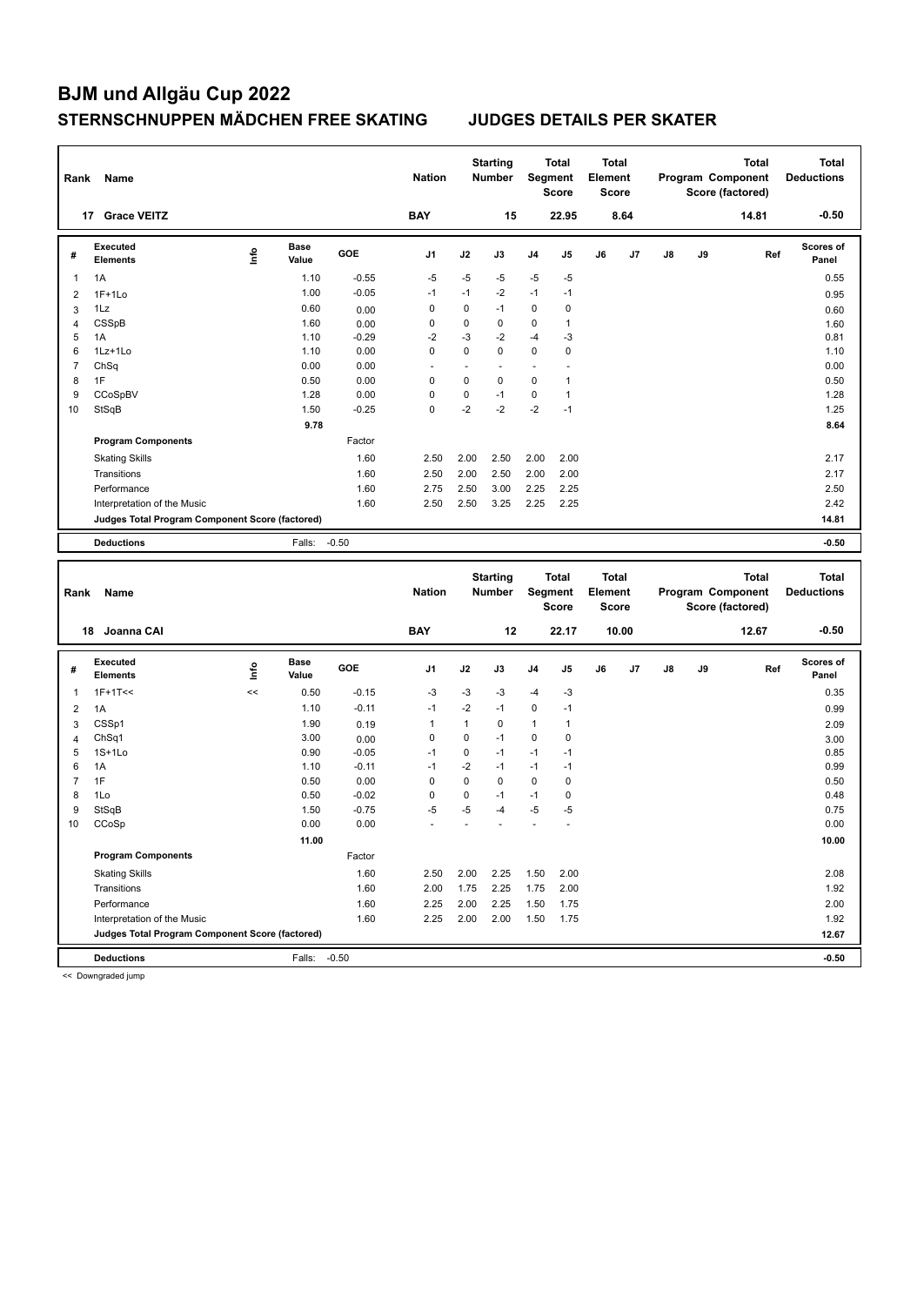# BJM und Allgäu Cup 2022

## STERNSCHNUPPEN MÄDCHEN FREE SKATING JUDGES DETAILS PER SKATER

| Rank | Name | Nation | Starting Number | Total Segment Score | Total Element Score | Total Program Component Score (factored) | Total Deductions |
|---|---|---|---|---|---|---|---|
| 17 | Grace VEITZ | BAY | 15 | 22.95 | 8.64 | 14.81 | -0.50 |

| # | Executed Elements | Info | Base Value | GOE | J1 | J2 | J3 | J4 | J5 | J6 | J7 | J8 | J9 | Ref | Scores of Panel |
|---|---|---|---|---|---|---|---|---|---|---|---|---|---|---|---|
| 1 | 1A | | 1.10 | -0.55 | -5 | -5 | -5 | -5 | -5 | | | | | | 0.55 |
| 2 | 1F+1Lo | | 1.00 | -0.05 | -1 | -1 | -2 | -1 | -1 | | | | | | 0.95 |
| 3 | 1Lz | | 0.60 | 0.00 | 0 | 0 | -1 | 0 | 0 | | | | | | 0.60 |
| 4 | CSSpB | | 1.60 | 0.00 | 0 | 0 | 0 | 0 | 1 | | | | | | 1.60 |
| 5 | 1A | | 1.10 | -0.29 | -2 | -3 | -2 | -4 | -3 | | | | | | 0.81 |
| 6 | 1Lz+1Lo | | 1.10 | 0.00 | 0 | 0 | 0 | 0 | 0 | | | | | | 1.10 |
| 7 | ChSq | | 0.00 | 0.00 | - | - | - | - | - | | | | | | 0.00 |
| 8 | 1F | | 0.50 | 0.00 | 0 | 0 | 0 | 0 | 1 | | | | | | 0.50 |
| 9 | CCoSpBV | | 1.28 | 0.00 | 0 | 0 | -1 | 0 | 1 | | | | | | 1.28 |
| 10 | StSqB | | 1.50 | -0.25 | 0 | -2 | -2 | -2 | -1 | | | | | | 1.25 |
| | | | 9.78 | | | | | | | | | | | | 8.64 |
| | **Program Components** | | | Factor | | | | | | | | | | | |
| | Skating Skills | | | 1.60 | 2.50 | 2.00 | 2.50 | 2.00 | 2.00 | | | | | | 2.17 |
| | Transitions | | | 1.60 | 2.50 | 2.00 | 2.50 | 2.00 | 2.00 | | | | | | 2.17 |
| | Performance | | | 1.60 | 2.75 | 2.50 | 3.00 | 2.25 | 2.25 | | | | | | 2.50 |
| | Interpretation of the Music | | | 1.60 | 2.50 | 2.50 | 3.25 | 2.25 | 2.25 | | | | | | 2.42 |
| | **Judges Total Program Component Score (factored)** | | | | | | | | | | | | | | 14.81 |
| | **Deductions** | | Falls: | -0.50 | | | | | | | | | | | -0.50 |

| Rank | Name | Nation | Starting Number | Total Segment Score | Total Element Score | Total Program Component Score (factored) | Total Deductions |
|---|---|---|---|---|---|---|---|
| 18 | Joanna CAI | BAY | 12 | 22.17 | 10.00 | 12.67 | -0.50 |

| # | Executed Elements | Info | Base Value | GOE | J1 | J2 | J3 | J4 | J5 | J6 | J7 | J8 | J9 | Ref | Scores of Panel |
|---|---|---|---|---|---|---|---|---|---|---|---|---|---|---|---|
| 1 | 1F+1T<< | << | 0.50 | -0.15 | -3 | -3 | -3 | -4 | -3 | | | | | | 0.35 |
| 2 | 1A | | 1.10 | -0.11 | -1 | -2 | -1 | 0 | -1 | | | | | | 0.99 |
| 3 | CSSp1 | | 1.90 | 0.19 | 1 | 1 | 0 | 1 | 1 | | | | | | 2.09 |
| 4 | ChSq1 | | 3.00 | 0.00 | 0 | 0 | -1 | 0 | 0 | | | | | | 3.00 |
| 5 | 1S+1Lo | | 0.90 | -0.05 | -1 | 0 | -1 | -1 | -1 | | | | | | 0.85 |
| 6 | 1A | | 1.10 | -0.11 | -1 | -2 | -1 | -1 | -1 | | | | | | 0.99 |
| 7 | 1F | | 0.50 | 0.00 | 0 | 0 | 0 | 0 | 0 | | | | | | 0.50 |
| 8 | 1Lo | | 0.50 | -0.02 | 0 | 0 | -1 | -1 | 0 | | | | | | 0.48 |
| 9 | StSqB | | 1.50 | -0.75 | -5 | -5 | -4 | -5 | -5 | | | | | | 0.75 |
| 10 | CCoSp | | 0.00 | 0.00 | - | - | - | - | - | | | | | | 0.00 |
| | | | 11.00 | | | | | | | | | | | | 10.00 |
| | **Program Components** | | | Factor | | | | | | | | | | | |
| | Skating Skills | | | 1.60 | 2.50 | 2.00 | 2.25 | 1.50 | 2.00 | | | | | | 2.08 |
| | Transitions | | | 1.60 | 2.00 | 1.75 | 2.25 | 1.75 | 2.00 | | | | | | 1.92 |
| | Performance | | | 1.60 | 2.25 | 2.00 | 2.25 | 1.50 | 1.75 | | | | | | 2.00 |
| | Interpretation of the Music | | | 1.60 | 2.25 | 2.00 | 2.00 | 1.50 | 1.75 | | | | | | 1.92 |
| | **Judges Total Program Component Score (factored)** | | | | | | | | | | | | | | 12.67 |
| | **Deductions** | | Falls: | -0.50 | | | | | | | | | | | -0.50 |

<< Downgraded jump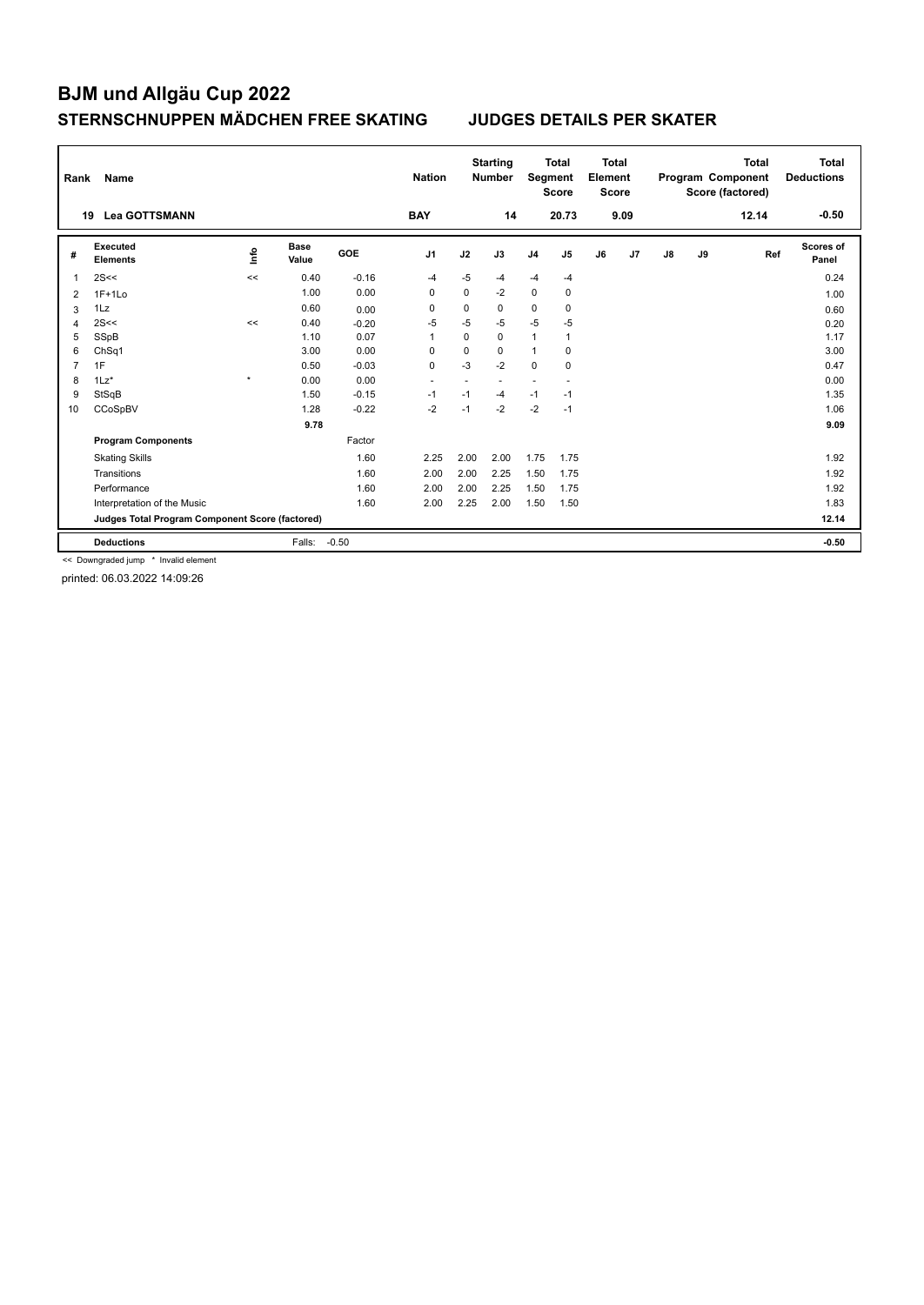# BJM und Allgäu Cup 2022

## STERNSCHNUPPEN MÄDCHEN FREE SKATING JUDGES DETAILS PER SKATER

| Rank | Name | Nation | Starting Number | Total Segment Score | Total Element Score | Total Program Component Score (factored) | Total Deductions |
|---|---|---|---|---|---|---|---|
| 19 | Lea GOTTSMANN | BAY | 14 | 20.73 | 9.09 | 12.14 | -0.50 |

| # | Executed Elements | Info | Base Value | GOE | J1 | J2 | J3 | J4 | J5 | J6 | J7 | J8 | J9 | Ref | Scores of Panel |
|---|---|---|---|---|---|---|---|---|---|---|---|---|---|---|---|
| 1 | 2S<< | << | 0.40 | -0.16 | -4 | -5 | -4 | -4 | -4 | | | | | | 0.24 |
| 2 | 1F+1Lo | | 1.00 | 0.00 | 0 | 0 | -2 | 0 | 0 | | | | | | 1.00 |
| 3 | 1Lz | | 0.60 | 0.00 | 0 | 0 | 0 | 0 | 0 | | | | | | 0.60 |
| 4 | 2S<< | << | 0.40 | -0.20 | -5 | -5 | -5 | -5 | -5 | | | | | | 0.20 |
| 5 | SSpB | | 1.10 | 0.07 | 1 | 0 | 0 | 1 | 1 | | | | | | 1.17 |
| 6 | ChSq1 | | 3.00 | 0.00 | 0 | 0 | 0 | 1 | 0 | | | | | | 3.00 |
| 7 | 1F | | 0.50 | -0.03 | 0 | -3 | -2 | 0 | 0 | | | | | | 0.47 |
| 8 | 1Lz* | * | 0.00 | 0.00 | - | - | - | - | - | | | | | | 0.00 |
| 9 | StSqB | | 1.50 | -0.15 | -1 | -1 | -4 | -1 | -1 | | | | | | 1.35 |
| 10 | CCoSpBV | | 1.28 | -0.22 | -2 | -1 | -2 | -2 | -1 | | | | | | 1.06 |
| | | | 9.78 | | | | | | | | | | | | 9.09 |
| | **Program Components** | | | Factor | | | | | | | | | | | |
| | Skating Skills | | | 1.60 | 2.25 | 2.00 | 2.00 | 1.75 | 1.75 | | | | | | 1.92 |
| | Transitions | | | 1.60 | 2.00 | 2.00 | 2.25 | 1.50 | 1.75 | | | | | | 1.92 |
| | Performance | | | 1.60 | 2.00 | 2.00 | 2.25 | 1.50 | 1.75 | | | | | | 1.92 |
| | Interpretation of the Music | | | 1.60 | 2.00 | 2.25 | 2.00 | 1.50 | 1.50 | | | | | | 1.83 |
| | **Judges Total Program Component Score (factored)** | | | | | | | | | | | | | | **12.14** |
| | **Deductions** | | Falls: | -0.50 | | | | | | | | | | | **-0.50** |

<< Downgraded jump * Invalid element

printed: 06.03.2022 14:09:26